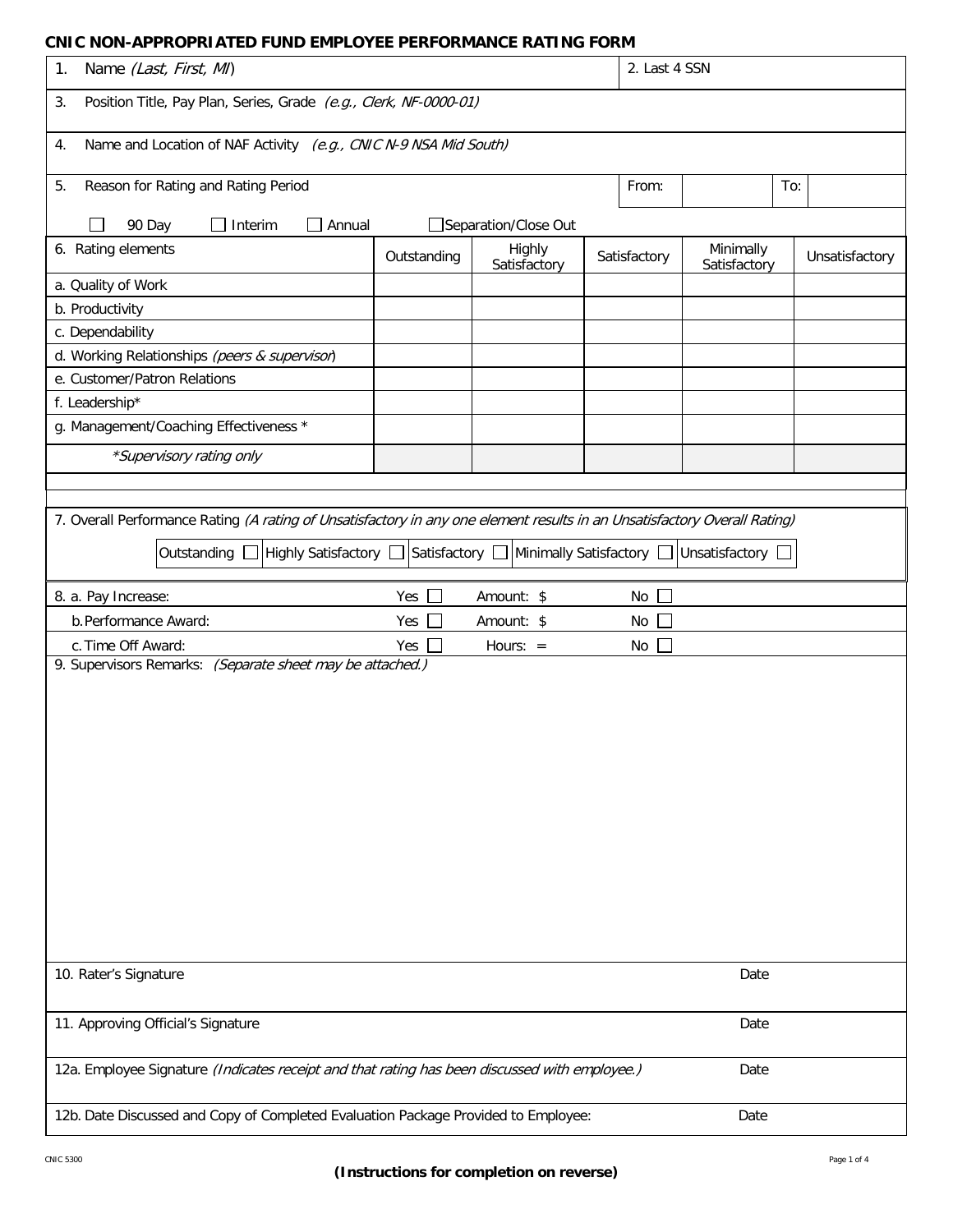# CNIC NON-APPROPRIATED FUND EMPLOYEE PERFORMANCE RATING FORM

| 1. Name *(Last, First, MI)* | 2. Last 4 SSN |
|---|---|
| | |

3. Position Title, Pay Plan, Series, Grade *(e.g., Clerk, NF-0000-01)*

4. Name and Location of NAF Activity *(e.g., CNIC N-9 NSA Mid South)*

5. Reason for Rating and Rating Period — From: ______ To: ______

☐ 90 Day ☐ Interim ☐ Annual ☐ Separation/Close Out

| 6. Rating elements | Outstanding | Highly Satisfactory | Satisfactory | Minimally Satisfactory | Unsatisfactory |
|---|---|---|---|---|---|
| a. Quality of Work | | | | | |
| b. Productivity | | | | | |
| c. Dependability | | | | | |
| d. Working Relationships *(peers & supervisor)* | | | | | |
| e. Customer/Patron Relations | | | | | |
| f. Leadership* | | | | | |
| g. Management/Coaching Effectiveness * | | | | | |
| *\*Supervisory rating only* | | | | | |

7. Overall Performance Rating *(A rating of Unsatisfactory in any one element results in an Unsatisfactory Overall Rating)*

Outstanding ☐ Highly Satisfactory ☐ Satisfactory ☐ Minimally Satisfactory ☐ Unsatisfactory ☐

| 8. | | | |
|---|---|---|---|
| a. Pay Increase: | Yes ☐ | Amount: $ | No ☐ |
| b. Performance Award: | Yes ☐ | Amount: $ | No ☐ |
| c. Time Off Award: | Yes ☐ | Hours: = | No ☐ |

9. Supervisors Remarks: *(Separate sheet may be attached.)*

| | |
|---|---|
| 10. Rater's Signature | Date |
| 11. Approving Official's Signature | Date |
| 12a. Employee Signature *(Indicates receipt and that rating has been discussed with employee.)* | Date |
| 12b. Date Discussed and Copy of Completed Evaluation Package Provided to Employee: | Date |

CNIC 5300

**(Instructions for completion on reverse)**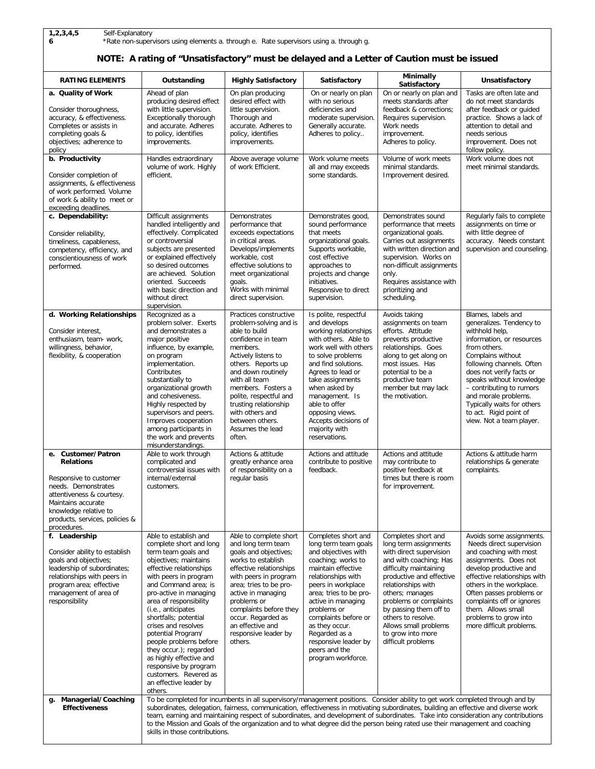**1,2,3,4,5** Self-Explanatory
**6** *Rate non-supervisors using elements a. through e. Rate supervisors using a. through g.

**NOTE: A rating of "Unsatisfactory" must be delayed and a Letter of Caution must be issued**

| RATING ELEMENTS | Outstanding | Highly Satisfactory | Satisfactory | Minimally Satisfactory | Unsatisfactory |
|---|---|---|---|---|---|
| **a. Quality of Work**<br><br>Consider thoroughness, accuracy, & effectiveness. Completes or assists in completing goals & objectives; adherence to policy | Ahead of plan producing desired effect with little supervision. Exceptionally thorough and accurate. Adheres to policy, identifies improvements. | On plan producing desired effect with little supervision. Thorough and accurate. Adheres to policy, identifies improvements. | On or nearly on plan with no serious deficiencies and moderate supervision. Generally accurate. Adheres to policy.. | On or nearly on plan and meets standards after feedback & corrections; Requires supervision. Work needs improvement. Adheres to policy. | Tasks are often late and do not meet standards after feedback or guided practice. Shows a lack of attention to detail and needs serious improvement. Does not follow policy. |
| **b. Productivity**<br><br>Consider completion of assignments, & effectiveness of work performed. Volume of work & ability to meet or exceeding deadlines. | Handles extraordinary volume of work. Highly efficient. | Above average volume of work Efficient. | Work volume meets all and may exceeds some standards. | Volume of work meets minimal standards. Improvement desired. | Work volume does not meet minimal standards. |
| **c. Dependability:**<br><br>Consider reliability, timeliness, capableness, competency, efficiency, and conscientiousness of work performed. | Difficult assignments handled intelligently and effectively. Complicated or controversial subjects are presented or explained effectively so desired outcomes are achieved. Solution oriented. Succeeds with basic direction and without direct supervision. | Demonstrates performance that exceeds expectations in critical areas. Develops/implements workable, cost effective solutions to meet organizational goals. Works with minimal direct supervision. | Demonstrates good, sound performance that meets organizational goals. Supports workable, cost effective approaches to projects and change initiatives. Responsive to direct supervision. | Demonstrates sound performance that meets organizational goals. Carries out assignments with written direction and supervision. Works on non-difficult assignments only. Requires assistance with prioritizing and scheduling. | Regularly fails to complete assignments on time or with little degree of accuracy. Needs constant supervision and counseling. |
| **d. Working Relationships**<br><br>Consider interest, enthusiasm, team- work, willingness, behavior, flexibility, & cooperation | Recognized as a problem solver. Exerts and demonstrates a major positive influence, by example, on program implementation. Contributes substantially to organizational growth and cohesiveness. Highly respected by supervisors and peers. Improves cooperation among participants in the work and prevents misunderstandings. | Practices constructive problem-solving and is able to build confidence in team members. Actively listens to others. Reports up and down routinely with all team members. Fosters a polite, respectful and trusting relationship with others and between others. Assumes the lead often. | Is polite, respectful and develops working relationships with others. Able to work well with others to solve problems and find solutions. Agrees to lead or take assignments when asked by management. Is able to offer opposing views. Accepts decisions of majority with reservations. | Avoids taking assignments on team efforts. Attitude prevents productive relationships. Goes along to get along on most issues. Has potential to be a productive team member but may lack the motivation. | Blames, labels and generalizes. Tendency to withhold help, information, or resources from others. Complains without following channels. Often does not verify facts or speaks without knowledge – contributing to rumors and morale problems. Typically waits for others to act. Rigid point of view. Not a team player. |
| **e. Customer/Patron Relations**<br><br>Responsive to customer needs. Demonstrates attentiveness & courtesy. Maintains accurate knowledge relative to products, services, policies & procedures. | Able to work through complicated and controversial issues with internal/external customers. | Actions & attitude greatly enhance area of responsibility on a regular basis | Actions and attitude contribute to positive feedback. | Actions and attitude may contribute to positive feedback at times but there is room for improvement. | Actions & attitude harm relationships & generate complaints. |
| **f. Leadership**<br><br>Consider ability to establish goals and objectives; leadership of subordinates; relationships with peers in program area; effective management of area of responsibility | Able to establish and complete short and long term team goals and objectives; maintains effective relationships with peers in program and Command area; is pro-active in managing area of responsibility (i.e., anticipates shortfalls; potential crises and resolves potential Program/ people problems before they occur.); regarded as highly effective and responsive by program customers. Revered as an effective leader by others. | Able to complete short and long term team goals and objectives; works to establish effective relationships with peers in program area; tries to be pro-active in managing problems or complaints before they occur. Regarded as an effective and responsive leader by others. | Completes short and long term team goals and objectives with coaching; works to maintain effective relationships with peers in workplace area; tries to be pro-active in managing problems or complaints before or as they occur. Regarded as a responsive leader by peers and the program workforce. | Completes short and long term assignments with direct supervision and with coaching; Has difficulty maintaining productive and effective relationships with others; manages problems or complaints by passing them off to others to resolve. Allows small problems to grow into more difficult problems | Avoids some assignments. Needs direct supervision and coaching with most assignments. Does not develop productive and effective relationships with others in the workplace. Often passes problems or complaints off or ignores them. Allows small problems to grow into more difficult problems. |
| **g. Managerial/Coaching Effectiveness** | To be completed for incumbents in all supervisory/management positions. Consider ability to get work completed through and by subordinates, delegation, fairness, communication, effectiveness in motivating subordinates, building an effective and diverse work team, earning and maintaining respect of subordinates, and development of subordinates. Take into consideration any contributions to the Mission and Goals of the organization and to what degree did the person being rated use their management and coaching skills in those contributions. | | | | |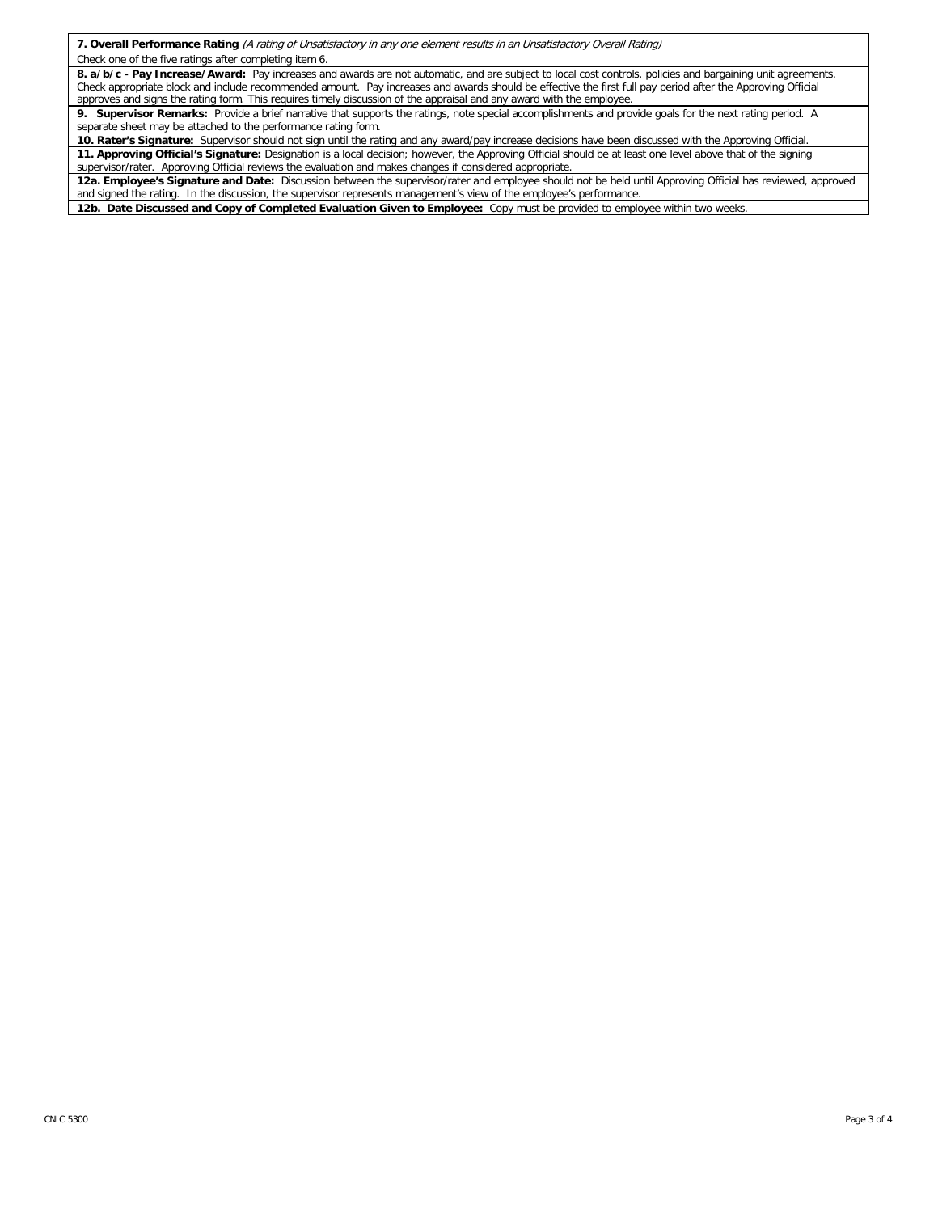**7. Overall Performance Rating** *(A rating of Unsatisfactory in any one element results in an Unsatisfactory Overall Rating)*

Check one of the five ratings after completing item 6.

**8. a/b/c - Pay Increase/Award:** Pay increases and awards are not automatic, and are subject to local cost controls, policies and bargaining unit agreements. Check appropriate block and include recommended amount. Pay increases and awards should be effective the first full pay period after the Approving Official approves and signs the rating form. This requires timely discussion of the appraisal and any award with the employee.

**9. Supervisor Remarks:** Provide a brief narrative that supports the ratings, note special accomplishments and provide goals for the next rating period. A separate sheet may be attached to the performance rating form.

**10. Rater's Signature:** Supervisor should not sign until the rating and any award/pay increase decisions have been discussed with the Approving Official.

**11. Approving Official's Signature:** Designation is a local decision; however, the Approving Official should be at least one level above that of the signing supervisor/rater. Approving Official reviews the evaluation and makes changes if considered appropriate.

**12a. Employee's Signature and Date:** Discussion between the supervisor/rater and employee should not be held until Approving Official has reviewed, approved and signed the rating. In the discussion, the supervisor represents management's view of the employee's performance.

**12b. Date Discussed and Copy of Completed Evaluation Given to Employee:** Copy must be provided to employee within two weeks.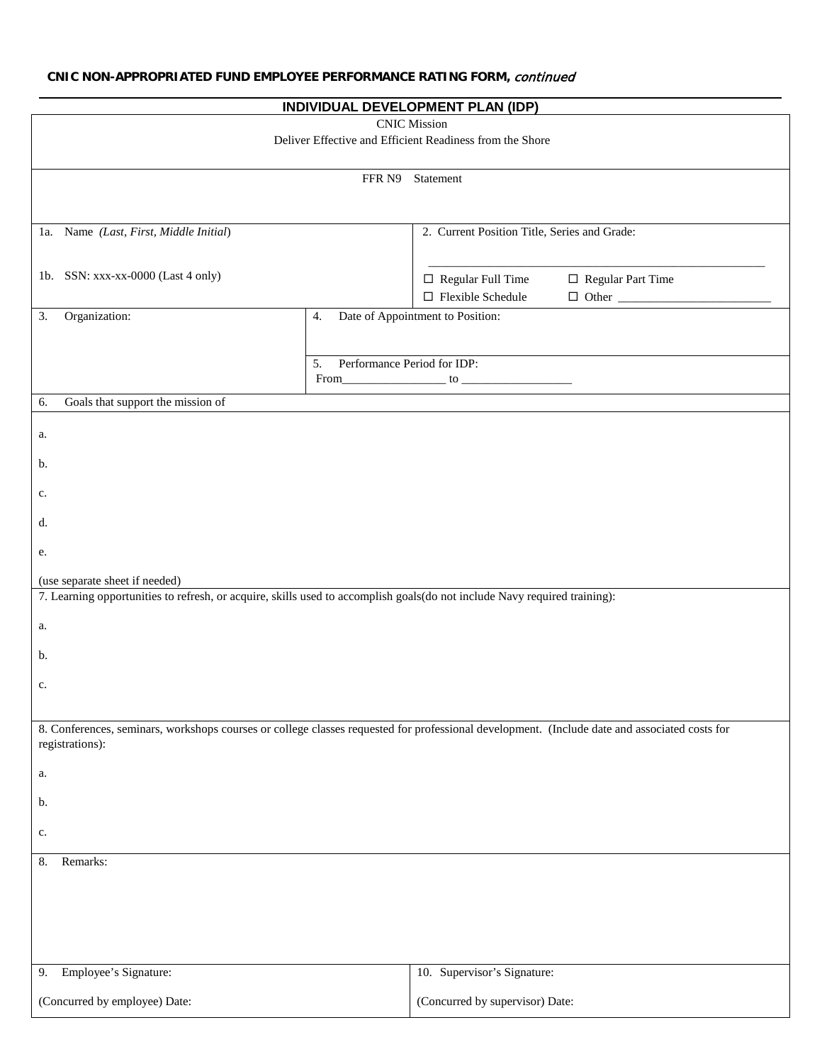**CNIC NON-APPROPRIATED FUND EMPLOYEE PERFORMANCE RATING FORM,** *continued*

## INDIVIDUAL DEVELOPMENT PLAN (IDP)

CNIC Mission

Deliver Effective and Efficient Readiness from the Shore

FFR N9 Statement

| | |
|---|---|
| 1a. Name *(Last, First, Middle Initial)*<br><br>1b. SSN: xxx-xx-0000 (Last 4 only) | 2. Current Position Title, Series and Grade:<br><br>_______________________________________________<br><br>☐ Regular Full Time ☐ Regular Part Time<br>☐ Flexible Schedule ☐ Other ________________________ |
| 3. Organization: | 4. Date of Appointment to Position:<br><br>5. Performance Period for IDP:<br>From________________ to _________________ |

6. Goals that support the mission of

a.

b.

c.

d.

e.

(use separate sheet if needed)

7. Learning opportunities to refresh, or acquire, skills used to accomplish goals(do not include Navy required training):

a.

b.

c.

8. Conferences, seminars, workshops courses or college classes requested for professional development. (Include date and associated costs for registrations):

a.

b.

c.

8. Remarks:

| | |
|---|---|
| 9. Employee's Signature:<br><br>(Concurred by employee) Date: | 10. Supervisor's Signature:<br><br>(Concurred by supervisor) Date: |